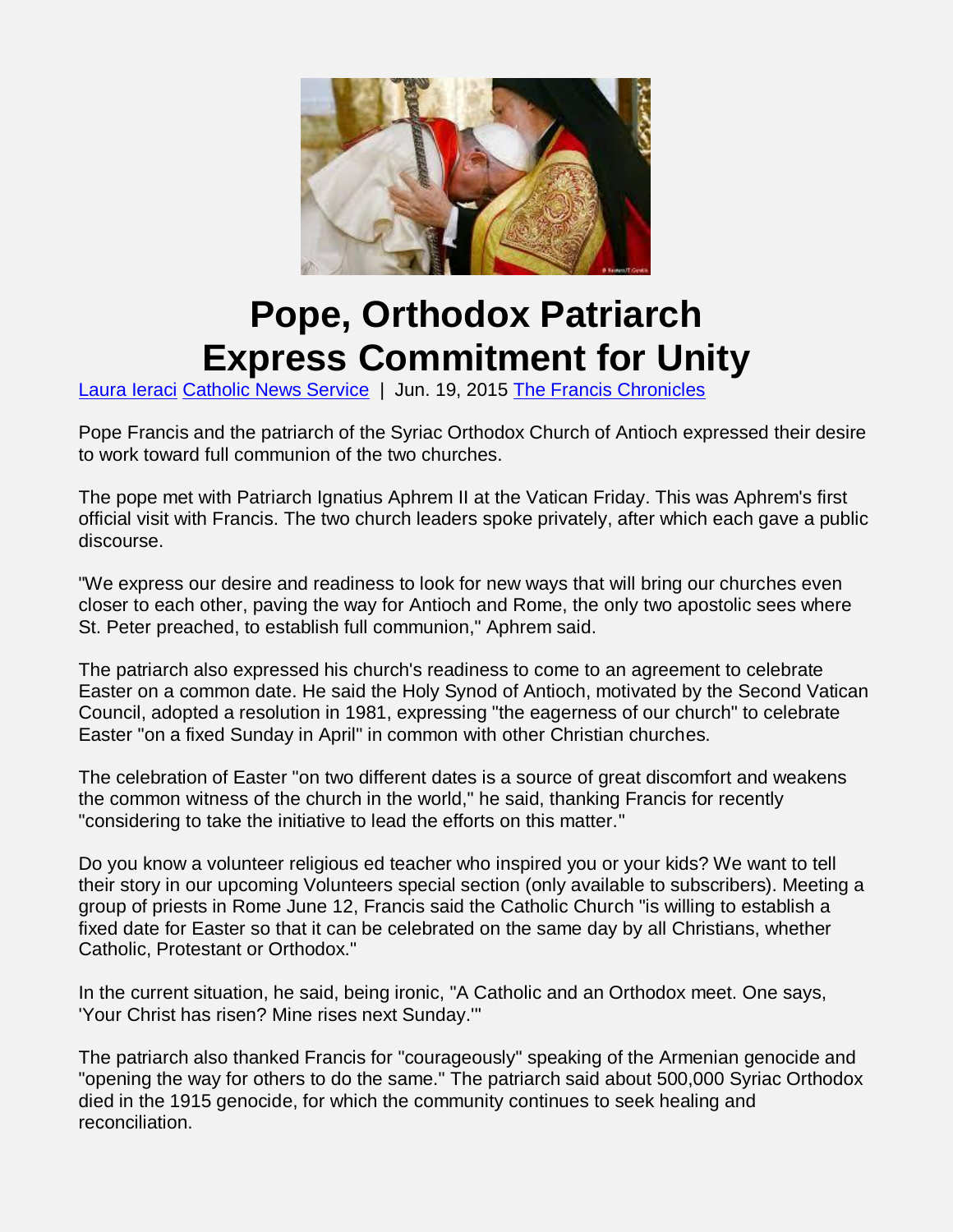# Pope, Orthodox Patriarch Express Commitment for Unity

Laura Ieraci Catholic News Service | Jun. 19, 2015 The Francis Chronicles

Pope Francis and the patriarch of the Syriac Orthodox Church of Antioch expressed their desire to work toward full communion of the two churches.

The pope met with Patriarch Ignatius Aphrem II at the Vatican Friday. This was Aphrem's first official visit with Francis. The two church leaders spoke privately, after which each gave a public discourse.

"We express our desire and readiness to look for new ways that will bring our churches even closer to each other, paving the way for Antioch and Rome, the only two apostolic sees where St. Peter preached, to establish full communion," Aphrem said.

The patriarch also expressed his church's readiness to come to an agreement to celebrate Easter on a common date. He said the Holy Synod of Antioch, motivated by the Second Vatican Council, adopted a resolution in 1981, expressing "the eagerness of our church" to celebrate Easter "on a fixed Sunday in April" in common with other Christian churches.

The celebration of Easter "on two different dates is a source of great discomfort and weakens the common witness of the church in the world," he said, thanking Francis for recently "considering to take the initiative to lead the efforts on this matter."

Do you know a volunteer religious ed teacher who inspired you or your kids? We want to tell their story in our upcoming Volunteers special section (only available to subscribers). Meeting a group of priests in Rome June 12, Francis said the Catholic Church "is willing to establish a fixed date for Easter so that it can be celebrated on the same day by all Christians, whether Catholic, Protestant or Orthodox."

In the current situation, he said, being ironic, "A Catholic and an Orthodox meet. One says, 'Your Christ has risen? Mine rises next Sunday.'"

The patriarch also thanked Francis for "courageously" speaking of the Armenian genocide and "opening the way for others to do the same." The patriarch said about 500,000 Syriac Orthodox died in the 1915 genocide, for which the community continues to seek healing and reconciliation.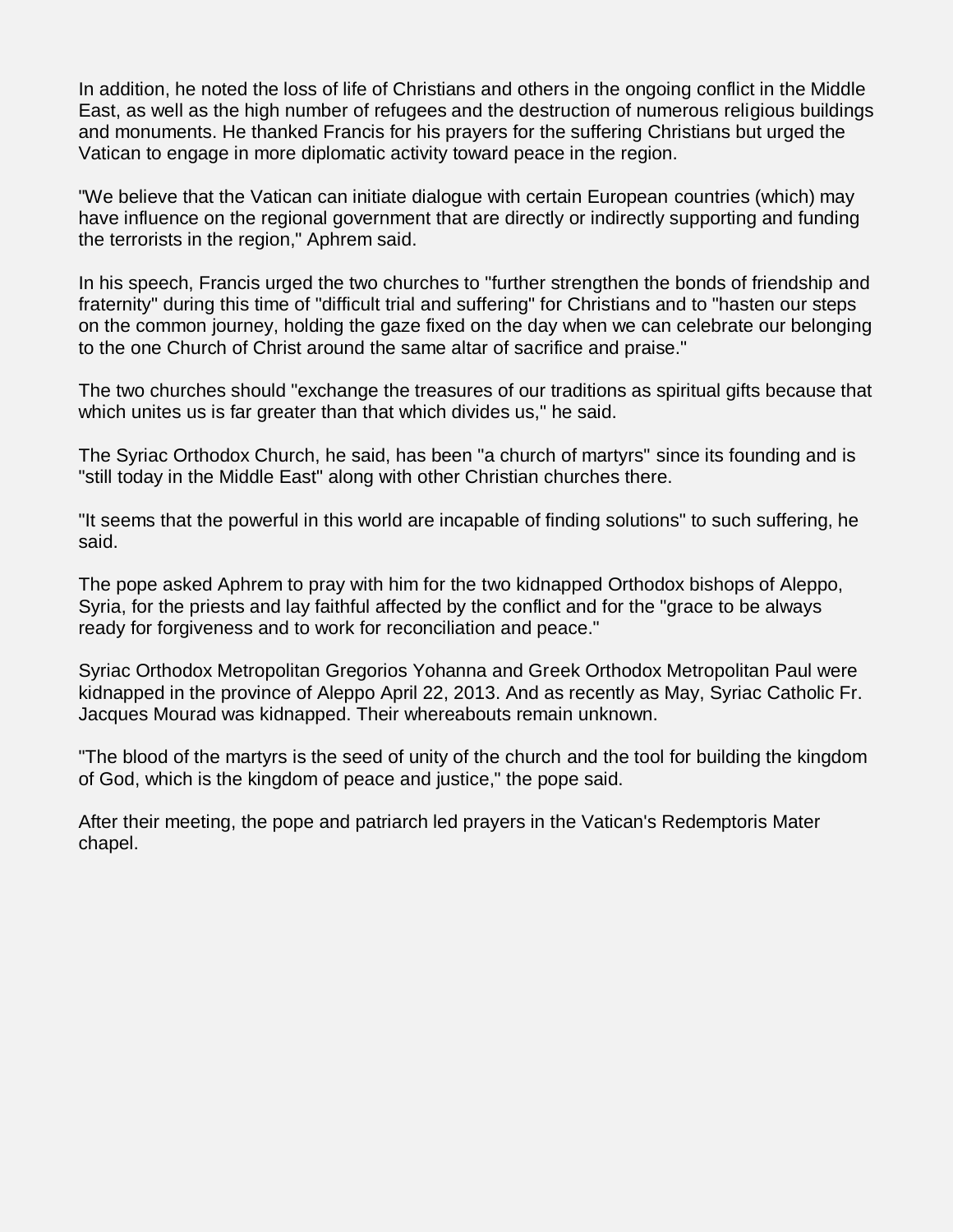In addition, he noted the loss of life of Christians and others in the ongoing conflict in the Middle East, as well as the high number of refugees and the destruction of numerous religious buildings and monuments. He thanked Francis for his prayers for the suffering Christians but urged the Vatican to engage in more diplomatic activity toward peace in the region.

"We believe that the Vatican can initiate dialogue with certain European countries (which) may have influence on the regional government that are directly or indirectly supporting and funding the terrorists in the region," Aphrem said.

In his speech, Francis urged the two churches to "further strengthen the bonds of friendship and fraternity" during this time of "difficult trial and suffering" for Christians and to "hasten our steps on the common journey, holding the gaze fixed on the day when we can celebrate our belonging to the one Church of Christ around the same altar of sacrifice and praise."

The two churches should "exchange the treasures of our traditions as spiritual gifts because that which unites us is far greater than that which divides us," he said.

The Syriac Orthodox Church, he said, has been "a church of martyrs" since its founding and is "still today in the Middle East" along with other Christian churches there.

"It seems that the powerful in this world are incapable of finding solutions" to such suffering, he said.

The pope asked Aphrem to pray with him for the two kidnapped Orthodox bishops of Aleppo, Syria, for the priests and lay faithful affected by the conflict and for the "grace to be always ready for forgiveness and to work for reconciliation and peace."

Syriac Orthodox Metropolitan Gregorios Yohanna and Greek Orthodox Metropolitan Paul were kidnapped in the province of Aleppo April 22, 2013. And as recently as May, Syriac Catholic Fr. Jacques Mourad was kidnapped. Their whereabouts remain unknown.

"The blood of the martyrs is the seed of unity of the church and the tool for building the kingdom of God, which is the kingdom of peace and justice," the pope said.

After their meeting, the pope and patriarch led prayers in the Vatican's Redemptoris Mater chapel.